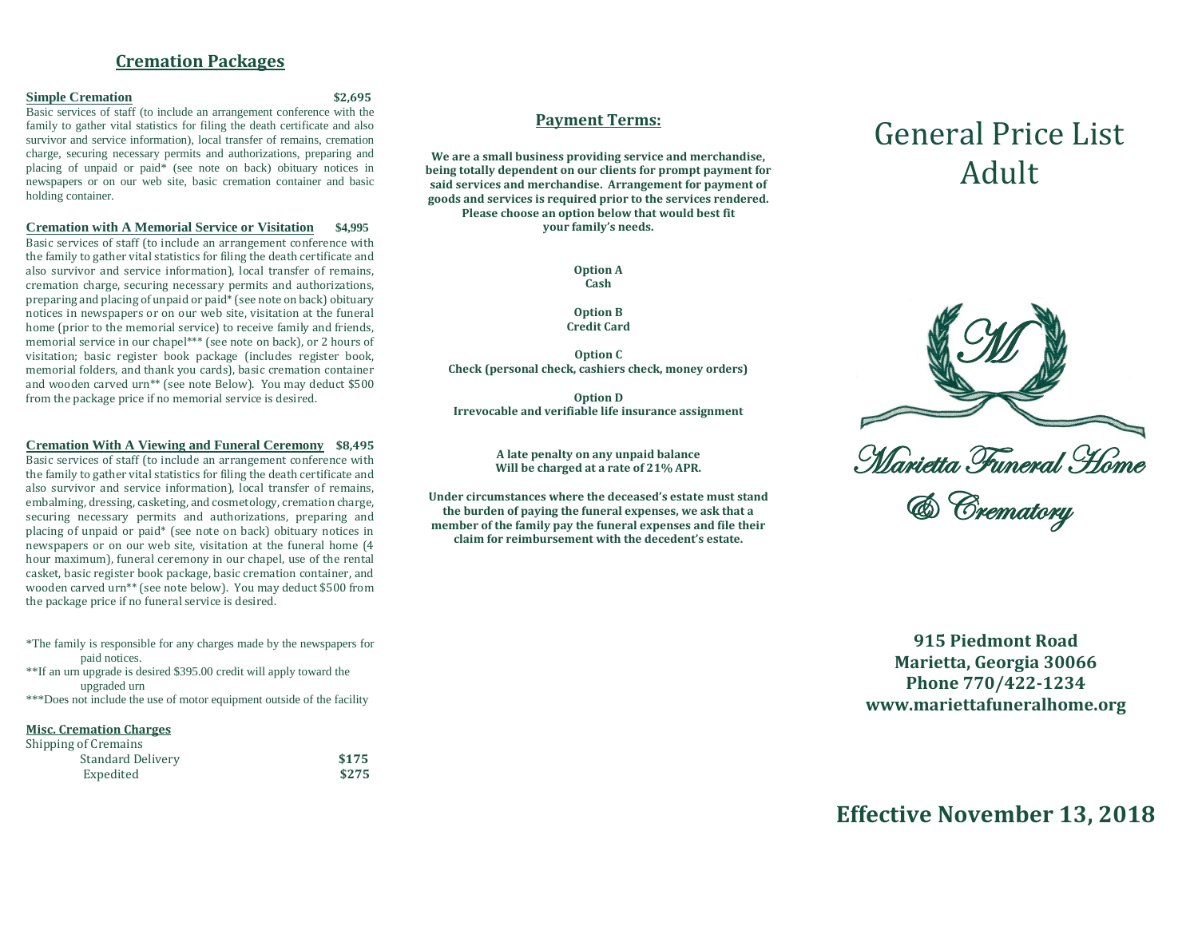## Cremation Packages

**Simple Cremation** **$2,695**

Basic services of staff (to include an arrangement conference with the family to gather vital statistics for filing the death certificate and also survivor and service information), local transfer of remains, cremation charge, securing necessary permits and authorizations, preparing and placing of unpaid or paid* (see note on back) obituary notices in newspapers or on our web site, basic cremation container and basic holding container.

**Cremation with A Memorial Service or Visitation** **$4,995**

Basic services of staff (to include an arrangement conference with the family to gather vital statistics for filing the death certificate and also survivor and service information), local transfer of remains, cremation charge, securing necessary permits and authorizations, preparing and placing of unpaid or paid* (see note on back) obituary notices in newspapers or on our web site, visitation at the funeral home (prior to the memorial service) to receive family and friends, memorial service in our chapel*** (see note on back), or 2 hours of visitation; basic register book package (includes register book, memorial folders, and thank you cards), basic cremation container and wooden carved urn** (see note Below). You may deduct $500 from the package price if no memorial service is desired.

**Cremation With A Viewing and Funeral Ceremony** **$8,495**

Basic services of staff (to include an arrangement conference with the family to gather vital statistics for filing the death certificate and also survivor and service information), local transfer of remains, embalming, dressing, casketing, and cosmetology, cremation charge, securing necessary permits and authorizations, preparing and placing of unpaid or paid* (see note on back) obituary notices in newspapers or on our web site, visitation at the funeral home (4 hour maximum), funeral ceremony in our chapel, use of the rental casket, basic register book package, basic cremation container, and wooden carved urn** (see note below). You may deduct $500 from the package price if no funeral service is desired.

*The family is responsible for any charges made by the newspapers for paid notices.

**If an urn upgrade is desired $395.00 credit will apply toward the upgraded urn

***Does not include the use of motor equipment outside of the facility

**Misc. Cremation Charges**

Shipping of Cremains

| | |
|---|---|
| Standard Delivery | **$175** |
| Expedited | **$275** |

## Payment Terms:

**We are a small business providing service and merchandise, being totally dependent on our clients for prompt payment for said services and merchandise. Arrangement for payment of goods and services is required prior to the services rendered. Please choose an option below that would best fit your family's needs.**

**Option A**
**Cash**

**Option B**
**Credit Card**

**Option C**
**Check (personal check, cashiers check, money orders)**

**Option D**
**Irrevocable and verifiable life insurance assignment**

**A late penalty on any unpaid balance Will be charged at a rate of 21% APR.**

**Under circumstances where the deceased's estate must stand the burden of paying the funeral expenses, we ask that a member of the family pay the funeral expenses and file their claim for reimbursement with the decedent's estate.**

# General Price List Adult

Marietta Funeral Home & Crematory

**915 Piedmont Road**
**Marietta, Georgia 30066**
**Phone 770/422-1234**
**www.mariettafuneralhome.org**

## Effective November 13, 2018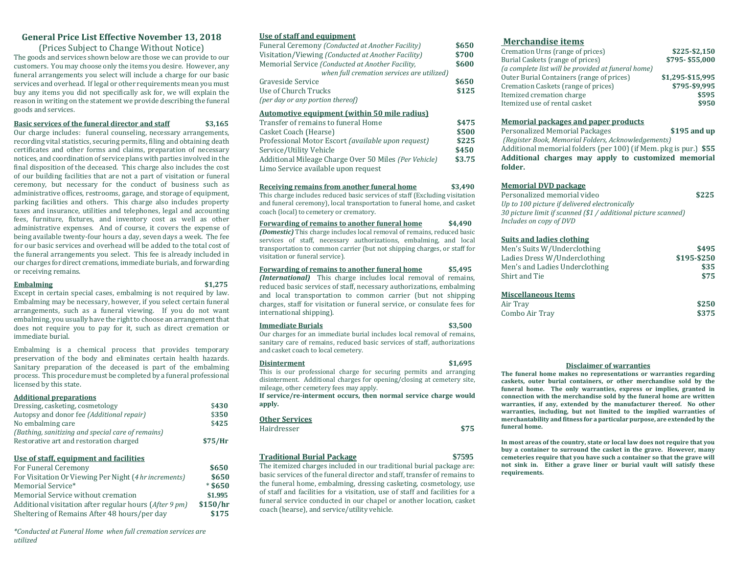## General Price List Effective November 13, 2018

(Prices Subject to Change Without Notice)

The goods and services shown below are those we can provide to our customers. You may choose only the items you desire. However, any funeral arrangements you select will include a charge for our basic services and overhead. If legal or other requirements mean you must buy any items you did not specifically ask for, we will explain the reason in writing on the statement we provide describing the funeral goods and services.

**Basic services of the funeral director and staff** **$3,165**

Our charge includes: funeral counseling, necessary arrangements, recording vital statistics, securing permits, filing and obtaining death certificates and other forms and claims, preparation of necessary notices, and coordination of service plans with parties involved in the final disposition of the deceased. This charge also includes the cost of our building facilities that are not a part of visitation or funeral ceremony, but necessary for the conduct of business such as administrative offices, restrooms, garage, and storage of equipment, parking facilities and others. This charge also includes property taxes and insurance, utilities and telephones, legal and accounting fees, furniture, fixtures, and inventory cost as well as other administrative expenses. And of course, it covers the expense of being available twenty-four hours a day, seven days a week. The fee for our basic services and overhead will be added to the total cost of the funeral arrangements you select. This fee is already included in our charges for direct cremations, immediate burials, and forwarding or receiving remains.

**Embalming** **$1,275**

Except in certain special cases, embalming is not required by law. Embalming may be necessary, however, if you select certain funeral arrangements, such as a funeral viewing. If you do not want embalming, you usually have the right to choose an arrangement that does not require you to pay for it, such as direct cremation or immediate burial.

Embalming is a chemical process that provides temporary preservation of the body and eliminates certain health hazards. Sanitary preparation of the deceased is part of the embalming process. This procedure must be completed by a funeral professional licensed by this state.

**Additional preparations**

| | |
|---|---|
| Dressing, casketing, cosmetology | $430 |
| Autopsy and donor fee *(Additional repair)* | $350 |
| No embalming care *(Bathing, sanitizing and special care of remains)* | $425 |
| Restorative art and restoration charged | $75/Hr |

**Use of staff, equipment and facilities**

| | |
|---|---|
| For Funeral Ceremony | $650 |
| For Visitation Or Viewing Per Night (*4 hr increments*) | $650 |
| Memorial Service* | * $650 |
| Memorial Service without cremation | $1.995 |
| Additional visitation after regular hours (*After 9 pm*) | $150/hr |
| Sheltering of Remains After 48 hours/per day | $175 |

*\*Conducted at Funeral Home when full cremation services are utilized*

**Use of staff and equipment**

| | |
|---|---|
| Funeral Ceremony *(Conducted at Another Facility)* | $650 |
| Visitation/Viewing *(Conducted at Another Facility)* | $700 |
| Memorial Service *(Conducted at Another Facility, when full cremation services are utilized)* | $600 |
| Graveside Service | $650 |
| Use of Church Trucks *(per day or any portion thereof)* | $125 |

**Automotive equipment (within 50 mile radius)**

| | |
|---|---|
| Transfer of remains to funeral Home | $475 |
| Casket Coach (Hearse) | $500 |
| Professional Motor Escort *(available upon request)* | $225 |
| Service/Utility Vehicle | $450 |
| Additional Mileage Charge Over 50 Miles *(Per Vehicle)* | $3.75 |
| Limo Service available upon request | |

**Receiving remains from another funeral home** **$3,490**

This charge includes reduced basic services of staff (Excluding visitation and funeral ceremony), local transportation to funeral home, and casket coach (local) to cemetery or crematory.

**Forwarding of remains to another funeral home** **$4,490**

***(Domestic)*** This charge includes local removal of remains, reduced basic services of staff, necessary authorizations, embalming, and local transportation to common carrier (but not shipping charges, or staff for visitation or funeral service).

**Forwarding of remains to another funeral home** **$5,495**

***(International)*** This charge includes local removal of remains, reduced basic services of staff, necessary authorizations, embalming and local transportation to common carrier (but not shipping charges, staff for visitation or funeral service, or consulate fees for international shipping).

**Immediate Burials** **$3,500**

Our charges for an immediate burial includes local removal of remains, sanitary care of remains, reduced basic services of staff, authorizations and casket coach to local cemetery.

**Disinterment** **$1,695**

This is our professional charge for securing permits and arranging disinterment. Additional charges for opening/closing at cemetery site, mileage, other cemetery fees may apply.

**If service/re-interment occurs, then normal service charge would apply.**

**Other Services**

| | |
|---|---|
| Hairdresser | $75 |

**Traditional Burial Package** **$7595**

The itemized charges included in our traditional burial package are: basic services of the funeral director and staff, transfer of remains to the funeral home, embalming, dressing casketing, cosmetology, use of staff and facilities for a visitation, use of staff and facilities for a funeral service conducted in our chapel or another location, casket coach (hearse), and service/utility vehicle.

## Merchandise items

| | |
|---|---|
| Cremation Urns (range of prices) | $225-$2,150 |
| Burial Caskets (range of prices) *(a complete list will be provided at funeral home)* | $795- $55,000 |
| Outer Burial Containers (range of prices) | $1,295-$15,995 |
| Cremation Caskets (range of prices) | $795-$9,995 |
| Itemized cremation charge | $595 |
| Itemized use of rental casket | $950 |

**Memorial packages and paper products**

| | |
|---|---|
| Personalized Memorial Packages *(Register Book, Memorial Folders, Acknowledgements)* | $195 and up |
| Additional memorial folders (per 100) (if Mem. pkg is pur.) | $55 |

**Additional charges may apply to customized memorial folder.**

**Memorial DVD package**

| | |
|---|---|
| Personalized memorial video | $225 |

*Up to 100 picture if delivered electronically*
*30 picture limit if scanned ($1 / additional picture scanned)*
*Includes on copy of DVD*

**Suits and ladies clothing**

| | |
|---|---|
| Men's Suits W/Underclothing | $495 |
| Ladies Dress W/Underclothing | $195-$250 |
| Men's and Ladies Underclothing | $35 |
| Shirt and Tie | $75 |

**Miscellaneous Items**

| | |
|---|---|
| Air Tray | $250 |
| Combo Air Tray | $375 |

**Disclaimer of warranties**

**The funeral home makes no representations or warranties regarding caskets, outer burial containers, or other merchandise sold by the funeral home. The only warranties, express or implies, granted in connection with the merchandise sold by the funeral home are written warranties, if any, extended by the manufacturer thereof. No other warranties, including, but not limited to the implied warranties of merchantability and fitness for a particular purpose, are extended by the funeral home.**

**In most areas of the country, state or local law does not require that you buy a container to surround the casket in the grave. However, many cemeteries require that you have such a container so that the grave will not sink in. Either a grave liner or burial vault will satisfy these requirements.**